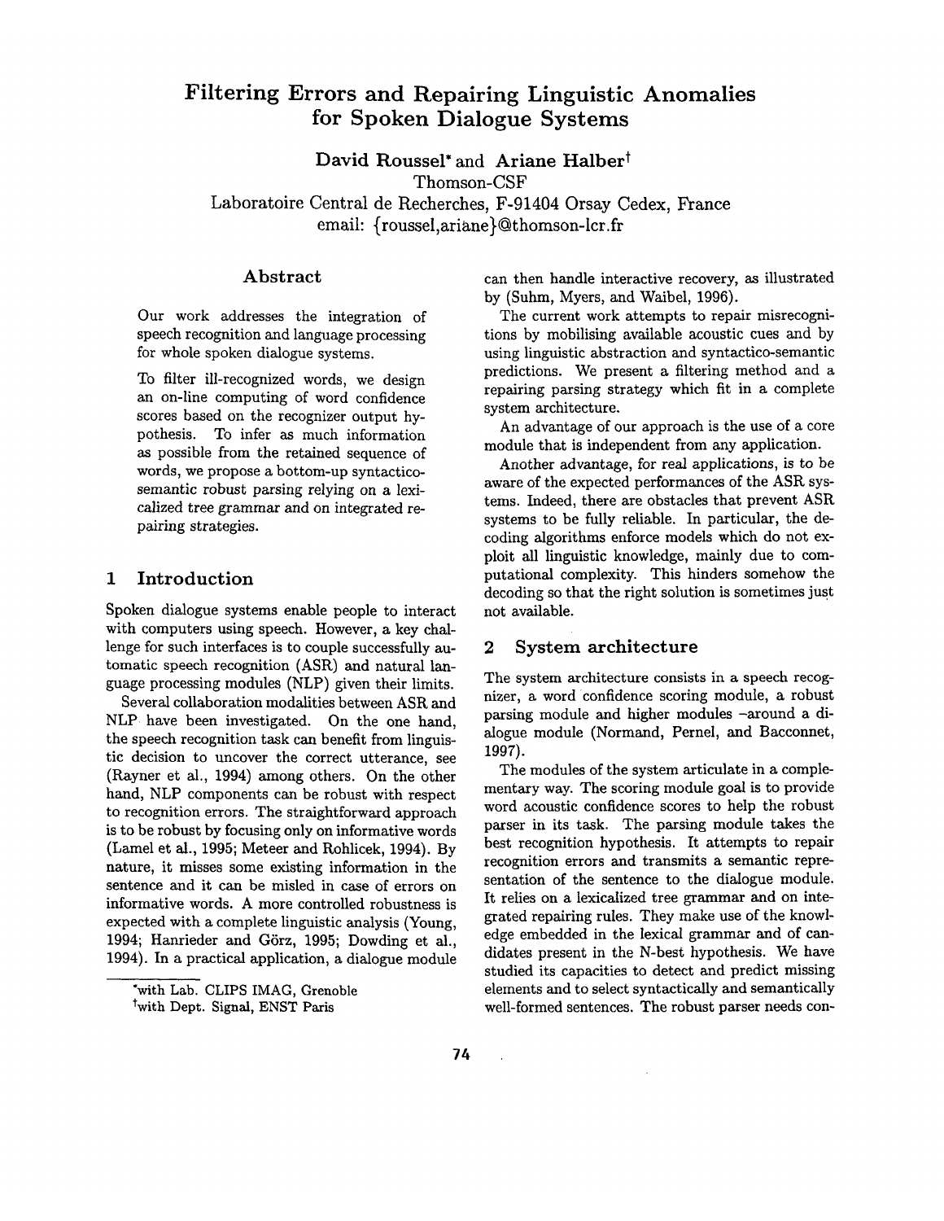# Filtering Errors and Repairing Linguistic Anomalies for Spoken Dialogue Systems

**David Roussel[*] and Ariane Halber[†]**
Thomson-CSF
Laboratoire Central de Recherches, F-91404 Orsay Cedex, France
email: {roussel,ariane}@thomson-lcr.fr

## Abstract

Our work addresses the integration of speech recognition and language processing for whole spoken dialogue systems.

To filter ill-recognized words, we design an on-line computing of word confidence scores based on the recognizer output hypothesis. To infer as much information as possible from the retained sequence of words, we propose a bottom-up syntactico-semantic robust parsing relying on a lexicalized tree grammar and on integrated repairing strategies.

## 1 Introduction

Spoken dialogue systems enable people to interact with computers using speech. However, a key challenge for such interfaces is to couple successfully automatic speech recognition (ASR) and natural language processing modules (NLP) given their limits.

Several collaboration modalities between ASR and NLP have been investigated. On the one hand, the speech recognition task can benefit from linguistic decision to uncover the correct utterance, see (Rayner et al., 1994) among others. On the other hand, NLP components can be robust with respect to recognition errors. The straightforward approach is to be robust by focusing only on informative words (Lamel et al., 1995; Meteer and Rohlicek, 1994). By nature, it misses some existing information in the sentence and it can be misled in case of errors on informative words. A more controlled robustness is expected with a complete linguistic analysis (Young, 1994; Hanrieder and Görz, 1995; Dowding et al., 1994). In a practical application, a dialogue module can then handle interactive recovery, as illustrated by (Suhm, Myers, and Waibel, 1996).

The current work attempts to repair misrecognitions by mobilising available acoustic cues and by using linguistic abstraction and syntactico-semantic predictions. We present a filtering method and a repairing parsing strategy which fit in a complete system architecture.

An advantage of our approach is the use of a core module that is independent from any application.

Another advantage, for real applications, is to be aware of the expected performances of the ASR systems. Indeed, there are obstacles that prevent ASR systems to be fully reliable. In particular, the decoding algorithms enforce models which do not exploit all linguistic knowledge, mainly due to computational complexity. This hinders somehow the decoding so that the right solution is sometimes just not available.

## 2 System architecture

The system architecture consists in a speech recognizer, a word confidence scoring module, a robust parsing module and higher modules –around a dialogue module (Normand, Pernel, and Bacconnet, 1997).

The modules of the system articulate in a complementary way. The scoring module goal is to provide word acoustic confidence scores to help the robust parser in its task. The parsing module takes the best recognition hypothesis. It attempts to repair recognition errors and transmits a semantic representation of the sentence to the dialogue module. It relies on a lexicalized tree grammar and on integrated repairing rules. They make use of the knowledge embedded in the lexical grammar and of candidates present in the N-best hypothesis. We have studied its capacities to detect and predict missing elements and to select syntactically and semantically well-formed sentences. The robust parser needs con-

[*] with Lab. CLIPS IMAG, Grenoble

[†] with Dept. Signal, ENST Paris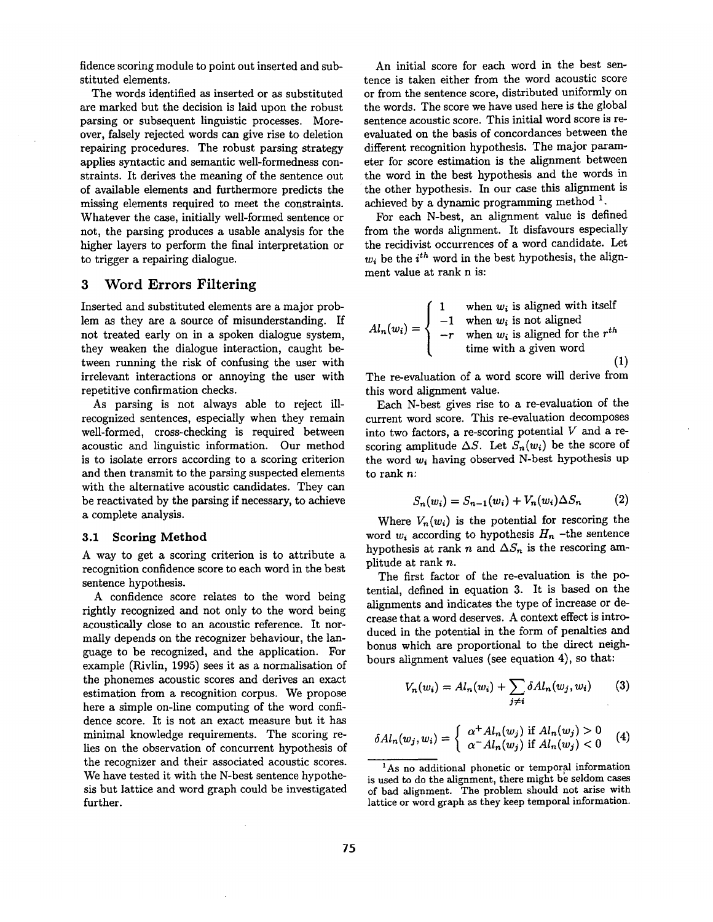fidence scoring module to point out inserted and substituted elements.

The words identified as inserted or as substituted are marked but the decision is laid upon the robust parsing or subsequent linguistic processes. Moreover, falsely rejected words can give rise to deletion repairing procedures. The robust parsing strategy applies syntactic and semantic well-formedness constraints. It derives the meaning of the sentence out of available elements and furthermore predicts the missing elements required to meet the constraints. Whatever the case, initially well-formed sentence or not, the parsing produces a usable analysis for the higher layers to perform the final interpretation or to trigger a repairing dialogue.

## 3 Word Errors Filtering

Inserted and substituted elements are a major problem as they are a source of misunderstanding. If not treated early on in a spoken dialogue system, they weaken the dialogue interaction, caught between running the risk of confusing the user with irrelevant interactions or annoying the user with repetitive confirmation checks.

As parsing is not always able to reject ill-recognized sentences, especially when they remain well-formed, cross-checking is required between acoustic and linguistic information. Our method is to isolate errors according to a scoring criterion and then transmit to the parsing suspected elements with the alternative acoustic candidates. They can be reactivated by the parsing if necessary, to achieve a complete analysis.

### 3.1 Scoring Method

A way to get a scoring criterion is to attribute a recognition confidence score to each word in the best sentence hypothesis.

A confidence score relates to the word being rightly recognized and not only to the word being acoustically close to an acoustic reference. It normally depends on the recognizer behaviour, the language to be recognized, and the application. For example (Rivlin, 1995) sees it as a normalisation of the phonemes acoustic scores and derives an exact estimation from a recognition corpus. We propose here a simple on-line computing of the word confidence score. It is not an exact measure but it has minimal knowledge requirements. The scoring relies on the observation of concurrent hypothesis of the recognizer and their associated acoustic scores. We have tested it with the N-best sentence hypothesis but lattice and word graph could be investigated further.

An initial score for each word in the best sentence is taken either from the word acoustic score or from the sentence score, distributed uniformly on the words. The score we have used here is the global sentence acoustic score. This initial word score is re-evaluated on the basis of concordances between the different recognition hypothesis. The major parameter for score estimation is the alignment between the word in the best hypothesis and the words in the other hypothesis. In our case this alignment is achieved by a dynamic programming method [1].

For each N-best, an alignment value is defined from the words alignment. It disfavours especially the recidivist occurrences of a word candidate. Let $w_i$ be the $i^{th}$ word in the best hypothesis, the alignment value at rank n is:

$$Al_n(w_i) = \begin{cases} 1 & \text{when } w_i \text{ is aligned with itself} \\ -1 & \text{when } w_i \text{ is not aligned} \\ -r & \text{when } w_i \text{ is aligned for the } r^{th} \\ & \text{time with a given word} \end{cases} \tag{1}$$

The re-evaluation of a word score will derive from this word alignment value.

Each N-best gives rise to a re-evaluation of the current word score. This re-evaluation decomposes into two factors, a re-scoring potential $V$ and a re-scoring amplitude $\Delta S$. Let $S_n(w_i)$ be the score of the word $w_i$ having observed N-best hypothesis up to rank $n$:

$$S_n(w_i) = S_{n-1}(w_i) + V_n(w_i)\Delta S_n \tag{2}$$

Where $V_n(w_i)$ is the potential for rescoring the word $w_i$ according to hypothesis $H_n$ –the sentence hypothesis at rank $n$ and $\Delta S_n$ is the rescoring amplitude at rank $n$.

The first factor of the re-evaluation is the potential, defined in equation 3. It is based on the alignments and indicates the type of increase or decrease that a word deserves. A context effect is introduced in the potential in the form of penalties and bonus which are proportional to the direct neighbours alignment values (see equation 4), so that:

$$V_n(w_i) = Al_n(w_i) + \sum_{j \neq i} \delta Al_n(w_j, w_i) \tag{3}$$

$$\delta Al_n(w_j, w_i) = \begin{cases} \alpha^+ Al_n(w_j) & \text{if } Al_n(w_j) > 0 \\ \alpha^- Al_n(w_j) & \text{if } Al_n(w_j) < 0 \end{cases} \tag{4}$$

[1] As no additional phonetic or temporal information is used to do the alignment, there might be seldom cases of bad alignment. The problem should not arise with lattice or word graph as they keep temporal information.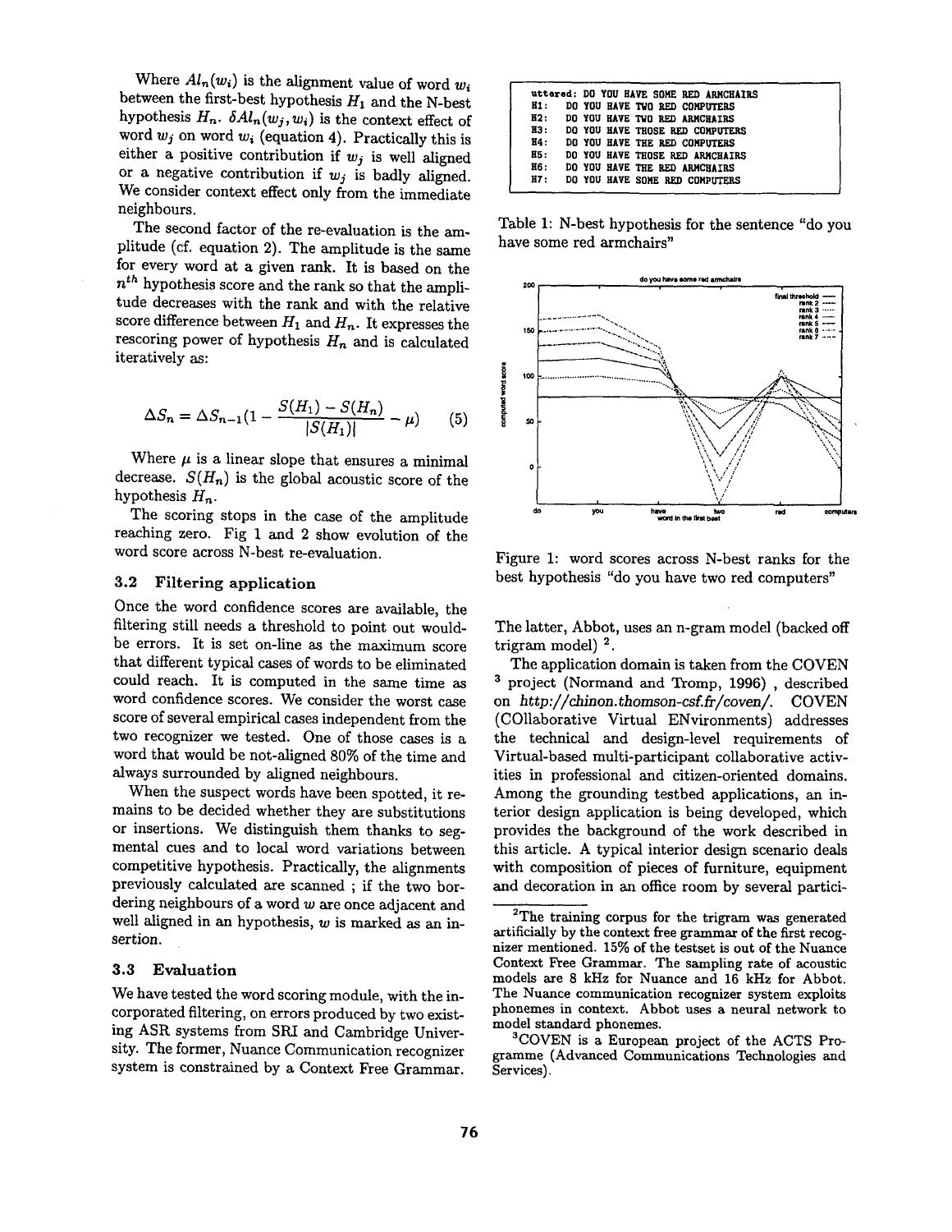Where $Al_n(w_i)$ is the alignment value of word $w_i$ between the first-best hypothesis $H_1$ and the N-best hypothesis $H_n$. $\delta Al_n(w_j, w_i)$ is the context effect of word $w_j$ on word $w_i$ (equation 4). Practically this is either a positive contribution if $w_j$ is well aligned or a negative contribution if $w_j$ is badly aligned. We consider context effect only from the immediate neighbours.

The second factor of the re-evaluation is the amplitude (cf. equation 2). The amplitude is the same for every word at a given rank. It is based on the $n^{th}$ hypothesis score and the rank so that the amplitude decreases with the rank and with the relative score difference between $H_1$ and $H_n$. It expresses the rescoring power of hypothesis $H_n$ and is calculated iteratively as:

$$\Delta S_n = \Delta S_{n-1}\left(1 - \frac{S(H_1) - S(H_n)}{|S(H_1)|} - \mu\right) \quad (5)$$

Where $\mu$ is a linear slope that ensures a minimal decrease. $S(H_n)$ is the global acoustic score of the hypothesis $H_n$.

The scoring stops in the case of the amplitude reaching zero. Fig 1 and 2 show evolution of the word score across N-best re-evaluation.

### 3.2 Filtering application

Once the word confidence scores are available, the filtering still needs a threshold to point out would-be errors. It is set on-line as the maximum score that different typical cases of words to be eliminated could reach. It is computed in the same time as word confidence scores. We consider the worst case score of several empirical cases independent from the two recognizer we tested. One of those cases is a word that would be not-aligned 80% of the time and always surrounded by aligned neighbours.

When the suspect words have been spotted, it remains to be decided whether they are substitutions or insertions. We distinguish them thanks to segmental cues and to local word variations between competitive hypothesis. Practically, the alignments previously calculated are scanned ; if the two bordering neighbours of a word $w$ are once adjacent and well aligned in an hypothesis, $w$ is marked as an insertion.

### 3.3 Evaluation

We have tested the word scoring module, with the incorporated filtering, on errors produced by two existing ASR systems from SRI and Cambridge University. The former, Nuance Communication recognizer system is constrained by a Context Free Grammar. The latter, Abbot, uses an n-gram model (backed off trigram model) [2].

The application domain is taken from the COVEN [3] project (Normand and Tromp, 1996) , described on *http://chinon.thomson-csf.fr/coven/*. COVEN (COllaborative Virtual ENvironments) addresses the technical and design-level requirements of Virtual-based multi-participant collaborative activities in professional and citizen-oriented domains. Among the grounding testbed applications, an interior design application is being developed, which provides the background of the work described in this article. A typical interior design scenario deals with composition of pieces of furniture, equipment and decoration in an office room by several partici-

| | |
|---|---|
| uttered: | DO YOU HAVE SOME RED ARMCHAIRS |
| H1: | DO YOU HAVE TWO RED COMPUTERS |
| H2: | DO YOU HAVE TWO RED ARMCHAIRS |
| H3: | DO YOU HAVE THOSE RED COMPUTERS |
| H4: | DO YOU HAVE THE RED COMPUTERS |
| H5: | DO YOU HAVE THOSE RED ARMCHAIRS |
| H6: | DO YOU HAVE THE RED ARMCHAIRS |
| H7: | DO YOU HAVE SOME RED COMPUTERS |

Table 1: N-best hypothesis for the sentence "do you have some red armchairs"

Figure 1: word scores across N-best ranks for the best hypothesis "do you have two red computers"

[2] The training corpus for the trigram was generated artificially by the context free grammar of the first recognizer mentioned. 15% of the testset is out of the Nuance Context Free Grammar. The sampling rate of acoustic models are 8 kHz for Nuance and 16 kHz for Abbot. The Nuance communication recognizer system exploits phonemes in context. Abbot uses a neural network to model standard phonemes.

[3] COVEN is a European project of the ACTS Programme (Advanced Communications Technologies and Services).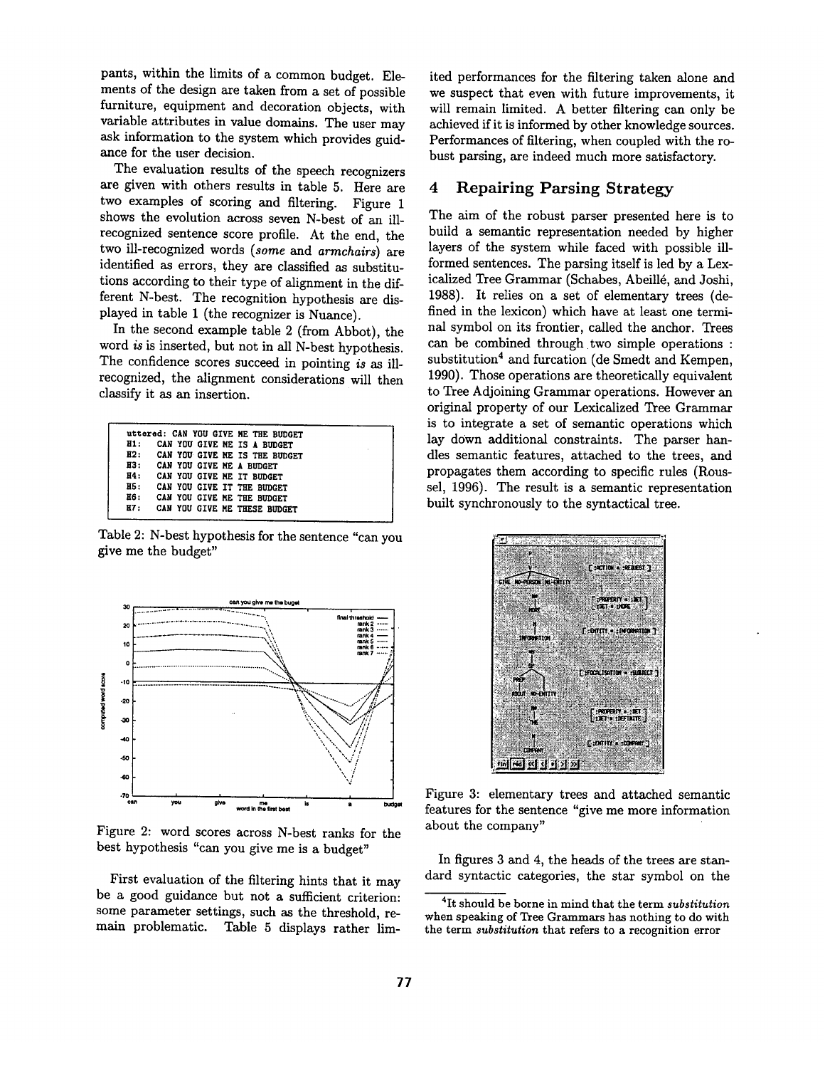pants, within the limits of a common budget. Elements of the design are taken from a set of possible furniture, equipment and decoration objects, with variable attributes in value domains. The user may ask information to the system which provides guidance for the user decision.

The evaluation results of the speech recognizers are given with others results in table 5. Here are two examples of scoring and filtering. Figure 1 shows the evolution across seven N-best of an ill-recognized sentence score profile. At the end, the two ill-recognized words (*some* and *armchairs*) are identified as errors, they are classified as substitutions according to their type of alignment in the different N-best. The recognition hypothesis are displayed in table 1 (the recognizer is Nuance).

In the second example table 2 (from Abbot), the word *is* is inserted, but not in all N-best hypothesis. The confidence scores succeed in pointing *is* as ill-recognized, the alignment considerations will then classify it as an insertion.

```
uttered: CAN YOU GIVE ME THE BUDGET
H1:   CAN YOU GIVE ME IS A BUDGET
H2:   CAN YOU GIVE ME IS THE BUDGET
H3:   CAN YOU GIVE ME A BUDGET
H4:   CAN YOU GIVE ME IT BUDGET
H5:   CAN YOU GIVE IT THE BUDGET
H6:   CAN YOU GIVE ME THE BUDGET
H7:   CAN YOU GIVE ME THESE BUDGET
```

Table 2: N-best hypothesis for the sentence "can you give me the budget"

Figure 2: word scores across N-best ranks for the best hypothesis "can you give me is a budget"

First evaluation of the filtering hints that it may be a good guidance but not a sufficient criterion: some parameter settings, such as the threshold, remain problematic. Table 5 displays rather limited performances for the filtering taken alone and we suspect that even with future improvements, it will remain limited. A better filtering can only be achieved if it is informed by other knowledge sources. Performances of filtering, when coupled with the robust parsing, are indeed much more satisfactory.

## 4 Repairing Parsing Strategy

The aim of the robust parser presented here is to build a semantic representation needed by higher layers of the system while faced with possible ill-formed sentences. The parsing itself is led by a Lexicalized Tree Grammar (Schabes, Abeillé, and Joshi, 1988). It relies on a set of elementary trees (defined in the lexicon) which have at least one terminal symbol on its frontier, called the anchor. Trees can be combined through two simple operations : substitution[4] and furcation (de Smedt and Kempen, 1990). Those operations are theoretically equivalent to Tree Adjoining Grammar operations. However an original property of our Lexicalized Tree Grammar is to integrate a set of semantic operations which lay down additional constraints. The parser handles semantic features, attached to the trees, and propagates them according to specific rules (Roussel, 1996). The result is a semantic representation built synchronously to the syntactical tree.

Figure 3: elementary trees and attached semantic features for the sentence "give me more information about the company"

In figures 3 and 4, the heads of the trees are standard syntactic categories, the star symbol on the

[4] It should be borne in mind that the term *substitution* when speaking of Tree Grammars has nothing to do with the term *substitution* that refers to a recognition error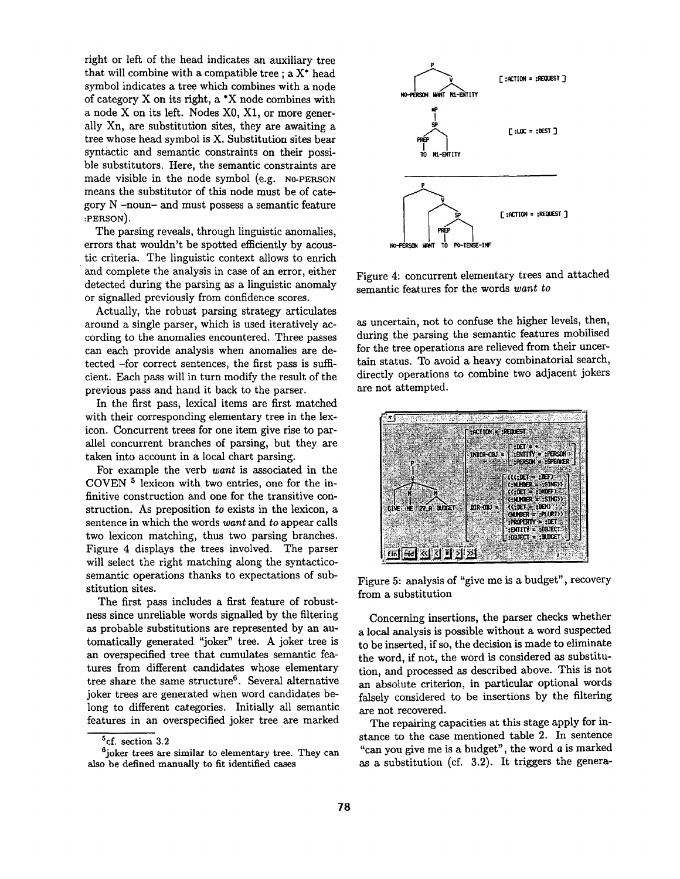right or left of the head indicates an auxiliary tree that will combine with a compatible tree ; a X* head symbol indicates a tree which combines with a node of category X on its right, a *X node combines with a node X on its left. Nodes X0, X1, or more generally Xn, are substitution sites, they are awaiting a tree whose head symbol is X. Substitution sites bear syntactic and semantic constraints on their possible substitutors. Here, the semantic constraints are made visible in the node symbol (e.g. N0-PERSON means the substitutor of this node must be of category N –noun– and must possess a semantic feature :PERSON).

The parsing reveals, through linguistic anomalies, errors that wouldn't be spotted efficiently by acoustic criteria. The linguistic context allows to enrich and complete the analysis in case of an error, either detected during the parsing as a linguistic anomaly or signalled previously from confidence scores.

Actually, the robust parsing strategy articulates around a single parser, which is used iteratively according to the anomalies encountered. Three passes can each provide analysis when anomalies are detected –for correct sentences, the first pass is sufficient. Each pass will in turn modify the result of the previous pass and hand it back to the parser.

In the first pass, lexical items are first matched with their corresponding elementary tree in the lexicon. Concurrent trees for one item give rise to parallel concurrent branches of parsing, but they are taken into account in a local chart parsing.

For example the verb *want* is associated in the COVEN [5] lexicon with two entries, one for the infinitive construction and one for the transitive construction. As preposition *to* exists in the lexicon, a sentence in which the words *want* and *to* appear calls two lexicon matching, thus two parsing branches. Figure 4 displays the trees involved. The parser will select the right matching along the syntactico-semantic operations thanks to expectations of substitution sites.

The first pass includes a first feature of robustness since unreliable words signalled by the filtering as probable substitutions are represented by an automatically generated "joker" tree. A joker tree is an overspecified tree that cumulates semantic features from different candidates whose elementary tree share the same structure[6]. Several alternative joker trees are generated when word candidates belong to different categories. Initially all semantic features in an overspecified joker tree are marked as uncertain, not to confuse the higher levels, then, during the parsing the semantic features mobilised for the tree operations are relieved from their uncertain status. To avoid a heavy combinatorial search, directly operations to combine two adjacent jokers are not attempted.

Figure 4: concurrent elementary trees and attached semantic features for the words *want to*

Figure 5: analysis of "give me is a budget", recovery from a substitution

Concerning insertions, the parser checks whether a local analysis is possible without a word suspected to be inserted, if so, the decision is made to eliminate the word, if not, the word is considered as substitution, and processed as described above. This is not an absolute criterion, in particular optional words falsely considered to be insertions by the filtering are not recovered.

The repairing capacities at this stage apply for instance to the case mentioned table 2. In sentence "can you give me is a budget", the word *a* is marked as a substitution (cf. 3.2). It triggers the genera-

[5] cf. section 3.2

[6] joker trees are similar to elementary tree. They can also be defined manually to fit identified cases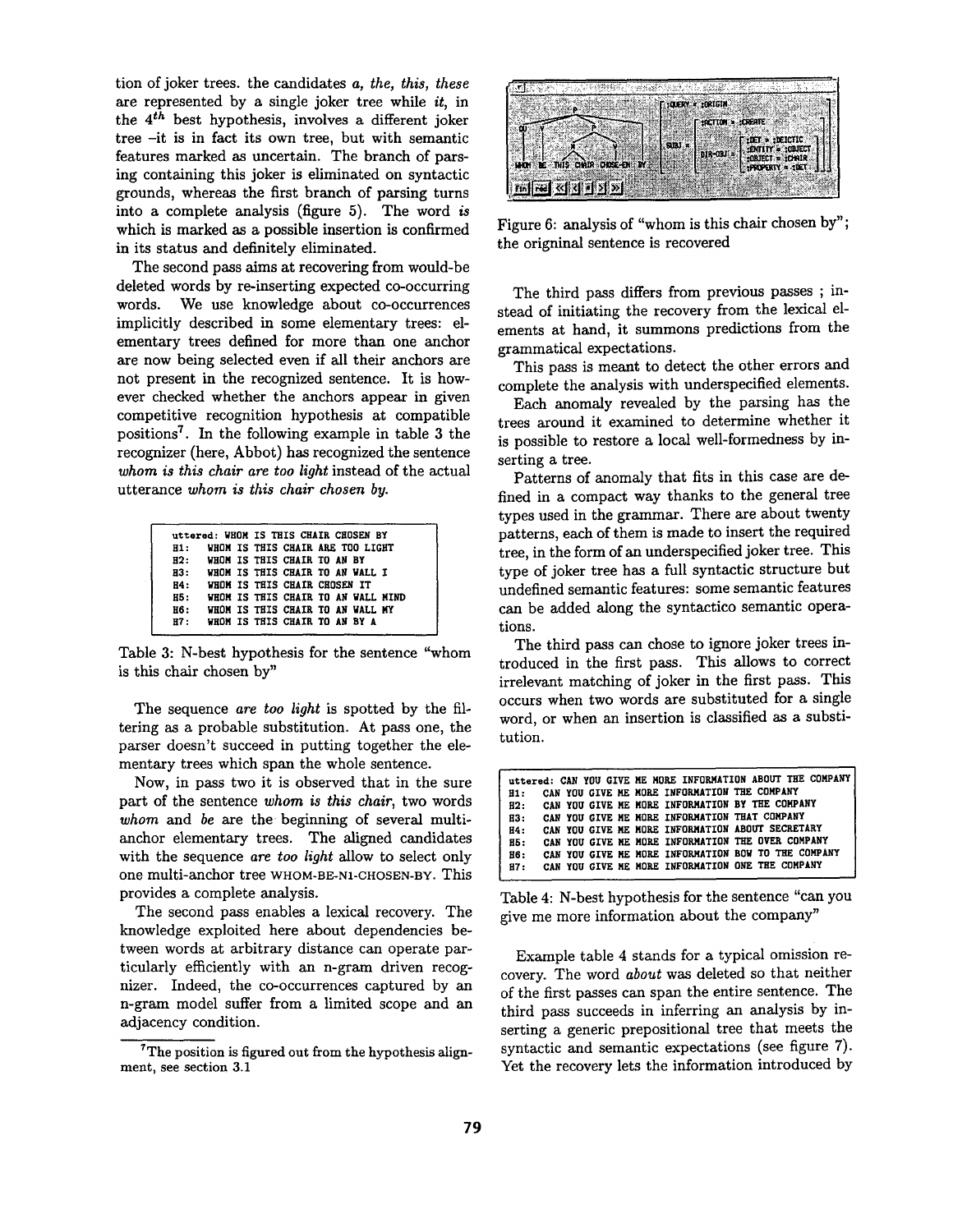tion of joker trees. the candidates *a, the, this, these* are represented by a single joker tree while *it*, in the $4^{th}$ best hypothesis, involves a different joker tree –it is in fact its own tree, but with semantic features marked as uncertain. The branch of parsing containing this joker is eliminated on syntactic grounds, whereas the first branch of parsing turns into a complete analysis (figure 5). The word *is* which is marked as a possible insertion is confirmed in its status and definitely eliminated.

The second pass aims at recovering from would-be deleted words by re-inserting expected co-occurring words. We use knowledge about co-occurrences implicitly described in some elementary trees: elementary trees defined for more than one anchor are now being selected even if all their anchors are not present in the recognized sentence. It is however checked whether the anchors appear in given competitive recognition hypothesis at compatible positions[7]. In the following example in table 3 the recognizer (here, Abbot) has recognized the sentence *whom is this chair are too light* instead of the actual utterance *whom is this chair chosen by*.

| | |
|---|---|
| uttered: | WHOM IS THIS CHAIR CHOSEN BY |
| H1: | WHOM IS THIS CHAIR ARE TOO LIGHT |
| H2: | WHOM IS THIS CHAIR TO AN BY |
| H3: | WHOM IS THIS CHAIR TO AN WALL I |
| H4: | WHOM IS THIS CHAIR CHOSEN IT |
| H5: | WHOM IS THIS CHAIR TO AN WALL MIND |
| H6: | WHOM IS THIS CHAIR TO AN WALL MY |
| H7: | WHOM IS THIS CHAIR TO AN BY A |

Table 3: N-best hypothesis for the sentence "whom is this chair chosen by"

The sequence *are too light* is spotted by the filtering as a probable substitution. At pass one, the parser doesn't succeed in putting together the elementary trees which span the whole sentence.

Now, in pass two it is observed that in the sure part of the sentence *whom is this chair*, two words *whom* and *be* are the beginning of several multi-anchor elementary trees. The aligned candidates with the sequence *are too light* allow to select only one multi-anchor tree WHOM-BE-N1-CHOSEN-BY. This provides a complete analysis.

The second pass enables a lexical recovery. The knowledge exploited here about dependencies between words at arbitrary distance can operate particularly efficiently with an n-gram driven recognizer. Indeed, the co-occurrences captured by an n-gram model suffer from a limited scope and an adjacency condition.

[7]The position is figured out from the hypothesis alignment, see section 3.1

Figure 6: analysis of "whom is this chair chosen by"; the orignal sentence is recovered

The third pass differs from previous passes ; instead of initiating the recovery from the lexical elements at hand, it summons predictions from the grammatical expectations.

This pass is meant to detect the other errors and complete the analysis with underspecified elements.

Each anomaly revealed by the parsing has the trees around it examined to determine whether it is possible to restore a local well-formedness by inserting a tree.

Patterns of anomaly that fits in this case are defined in a compact way thanks to the general tree types used in the grammar. There are about twenty patterns, each of them is made to insert the required tree, in the form of an underspecified joker tree. This type of joker tree has a full syntactic structure but undefined semantic features: some semantic features can be added along the syntactico semantic operations.

The third pass can chose to ignore joker trees introduced in the first pass. This allows to correct irrelevant matching of joker in the first pass. This occurs when two words are substituted for a single word, or when an insertion is classified as a substitution.

| | |
|---|---|
| uttered: | CAN YOU GIVE ME MORE INFORMATION ABOUT THE COMPANY |
| H1: | CAN YOU GIVE ME MORE INFORMATION THE COMPANY |
| H2: | CAN YOU GIVE ME MORE INFORMATION BY THE COMPANY |
| H3: | CAN YOU GIVE ME MORE INFORMATION THAT COMPANY |
| H4: | CAN YOU GIVE ME MORE INFORMATION ABOUT SECRETARY |
| H5: | CAN YOU GIVE ME MORE INFORMATION THE OVER COMPANY |
| H6: | CAN YOU GIVE ME MORE INFORMATION BOW TO THE COMPANY |
| H7: | CAN YOU GIVE ME MORE INFORMATION ONE THE COMPANY |

Table 4: N-best hypothesis for the sentence "can you give me more information about the company"

Example table 4 stands for a typical omission recovery. The word *about* was deleted so that neither of the first passes can span the entire sentence. The third pass succeeds in inferring an analysis by inserting a generic prepositional tree that meets the syntactic and semantic expectations (see figure 7). Yet the recovery lets the information introduced by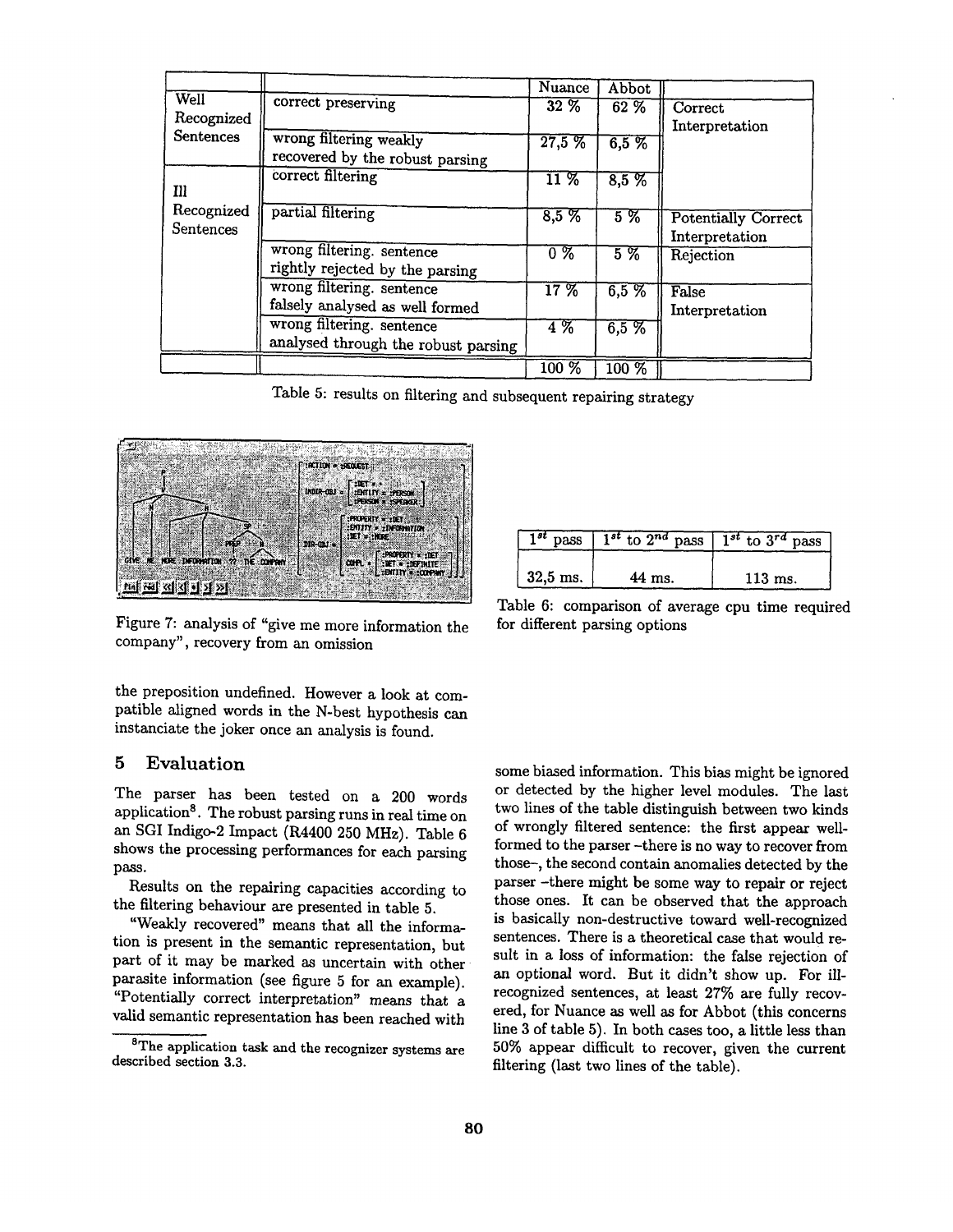| | | Nuance | Abbot | |
|---|---|---|---|---|
| Well Recognized Sentences | correct preserving | 32 % | 62 % | Correct Interpretation |
| | wrong filtering weakly recovered by the robust parsing | 27,5 % | 6,5 % | |
| Ill Recognized Sentences | correct filtering | 11 % | 8,5 % | |
| | partial filtering | 8,5 % | 5 % | Potentially Correct Interpretation |
| | wrong filtering. sentence rightly rejected by the parsing | 0 % | 5 % | Rejection |
| | wrong filtering. sentence falsely analysed as well formed | 17 % | 6,5 % | False Interpretation |
| | wrong filtering. sentence analysed through the robust parsing | 4 % | 6,5 % | |
| | | 100 % | 100 % | |

Table 5: results on filtering and subsequent repairing strategy

Figure 7: analysis of "give me more information the company", recovery from an omission

| $1^{st}$ pass | $1^{st}$ to $2^{nd}$ pass | $1^{st}$ to $3^{rd}$ pass |
|---|---|---|
| 32,5 ms. | 44 ms. | 113 ms. |

Table 6: comparison of average cpu time required for different parsing options

the preposition undefined. However a look at compatible aligned words in the N-best hypothesis can instanciate the joker once an analysis is found.

## 5 Evaluation

The parser has been tested on a 200 words application[8]. The robust parsing runs in real time on an SGI Indigo-2 Impact (R4400 250 MHz). Table 6 shows the processing performances for each parsing pass.

Results on the repairing capacities according to the filtering behaviour are presented in table 5.

"Weakly recovered" means that all the information is present in the semantic representation, but part of it may be marked as uncertain with other parasite information (see figure 5 for an example). "Potentially correct interpretation" means that a valid semantic representation has been reached with some biased information. This bias might be ignored or detected by the higher level modules. The last two lines of the table distinguish between two kinds of wrongly filtered sentence: the first appear well-formed to the parser –there is no way to recover from those–, the second contain anomalies detected by the parser –there might be some way to repair or reject those ones. It can be observed that the approach is basically non-destructive toward well-recognized sentences. There is a theoretical case that would result in a loss of information: the false rejection of an optional word. But it didn't show up. For ill-recognized sentences, at least 27% are fully recovered, for Nuance as well as for Abbot (this concerns line 3 of table 5). In both cases too, a little less than 50% appear difficult to recover, given the current filtering (last two lines of the table).

[8] The application task and the recognizer systems are described section 3.3.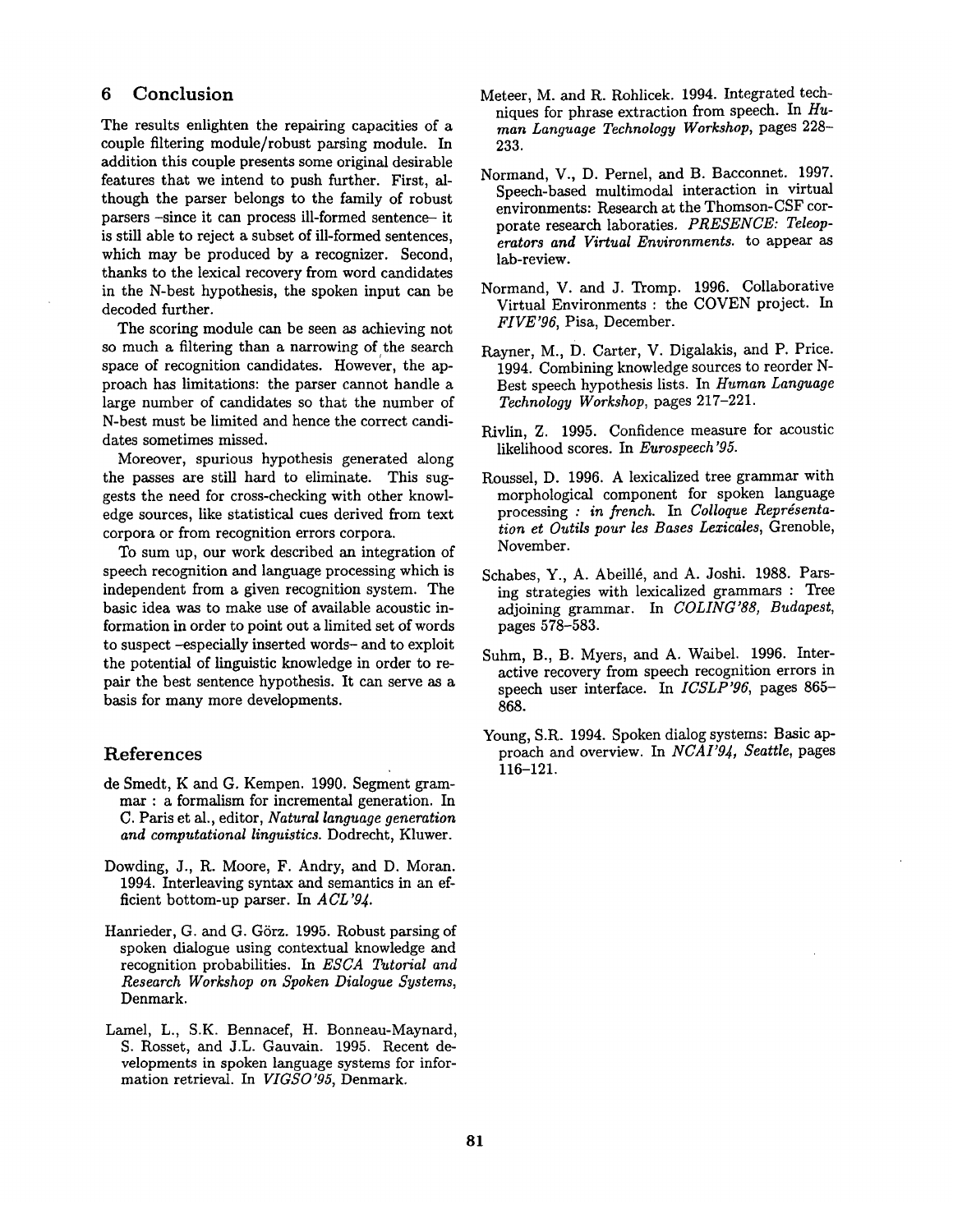## 6 Conclusion

The results enlighten the repairing capacities of a couple filtering module/robust parsing module. In addition this couple presents some original desirable features that we intend to push further. First, although the parser belongs to the family of robust parsers –since it can process ill-formed sentence– it is still able to reject a subset of ill-formed sentences, which may be produced by a recognizer. Second, thanks to the lexical recovery from word candidates in the N-best hypothesis, the spoken input can be decoded further.

The scoring module can be seen as achieving not so much a filtering than a narrowing of the search space of recognition candidates. However, the approach has limitations: the parser cannot handle a large number of candidates so that the number of N-best must be limited and hence the correct candidates sometimes missed.

Moreover, spurious hypothesis generated along the passes are still hard to eliminate. This suggests the need for cross-checking with other knowledge sources, like statistical cues derived from text corpora or from recognition errors corpora.

To sum up, our work described an integration of speech recognition and language processing which is independent from a given recognition system. The basic idea was to make use of available acoustic information in order to point out a limited set of words to suspect –especially inserted words– and to exploit the potential of linguistic knowledge in order to repair the best sentence hypothesis. It can serve as a basis for many more developments.

## References

de Smedt, K and G. Kempen. 1990. Segment grammar : a formalism for incremental generation. In C. Paris et al., editor, *Natural language generation and computational linguistics*. Dodrecht, Kluwer.

Dowding, J., R. Moore, F. Andry, and D. Moran. 1994. Interleaving syntax and semantics in an efficient bottom-up parser. In *ACL'94*.

Hanrieder, G. and G. Görz. 1995. Robust parsing of spoken dialogue using contextual knowledge and recognition probabilities. In *ESCA Tutorial and Research Workshop on Spoken Dialogue Systems*, Denmark.

Lamel, L., S.K. Bennacef, H. Bonneau-Maynard, S. Rosset, and J.L. Gauvain. 1995. Recent developments in spoken language systems for information retrieval. In *VIGSO'95*, Denmark.

Meteer, M. and R. Rohlicek. 1994. Integrated techniques for phrase extraction from speech. In *Human Language Technology Workshop*, pages 228–233.

Normand, V., D. Pernel, and B. Bacconnet. 1997. Speech-based multimodal interaction in virtual environments: Research at the Thomson-CSF corporate research laboratories. *PRESENCE: Teleoperators and Virtual Environments.* to appear as lab-review.

Normand, V. and J. Tromp. 1996. Collaborative Virtual Environments : the COVEN project. In *FIVE'96*, Pisa, December.

Rayner, M., D. Carter, V. Digalakis, and P. Price. 1994. Combining knowledge sources to reorder N-Best speech hypothesis lists. In *Human Language Technology Workshop*, pages 217–221.

Rivlin, Z. 1995. Confidence measure for acoustic likelihood scores. In *Eurospeech'95*.

Roussel, D. 1996. A lexicalized tree grammar with morphological component for spoken language processing : *in french*. In *Colloque Représentation et Outils pour les Bases Lexicales*, Grenoble, November.

Schabes, Y., A. Abeillé, and A. Joshi. 1988. Parsing strategies with lexicalized grammars : Tree adjoining grammar. In *COLING'88, Budapest*, pages 578–583.

Suhm, B., B. Myers, and A. Waibel. 1996. Interactive recovery from speech recognition errors in speech user interface. In *ICSLP'96*, pages 865–868.

Young, S.R. 1994. Spoken dialog systems: Basic approach and overview. In *NCAI'94, Seattle*, pages 116–121.